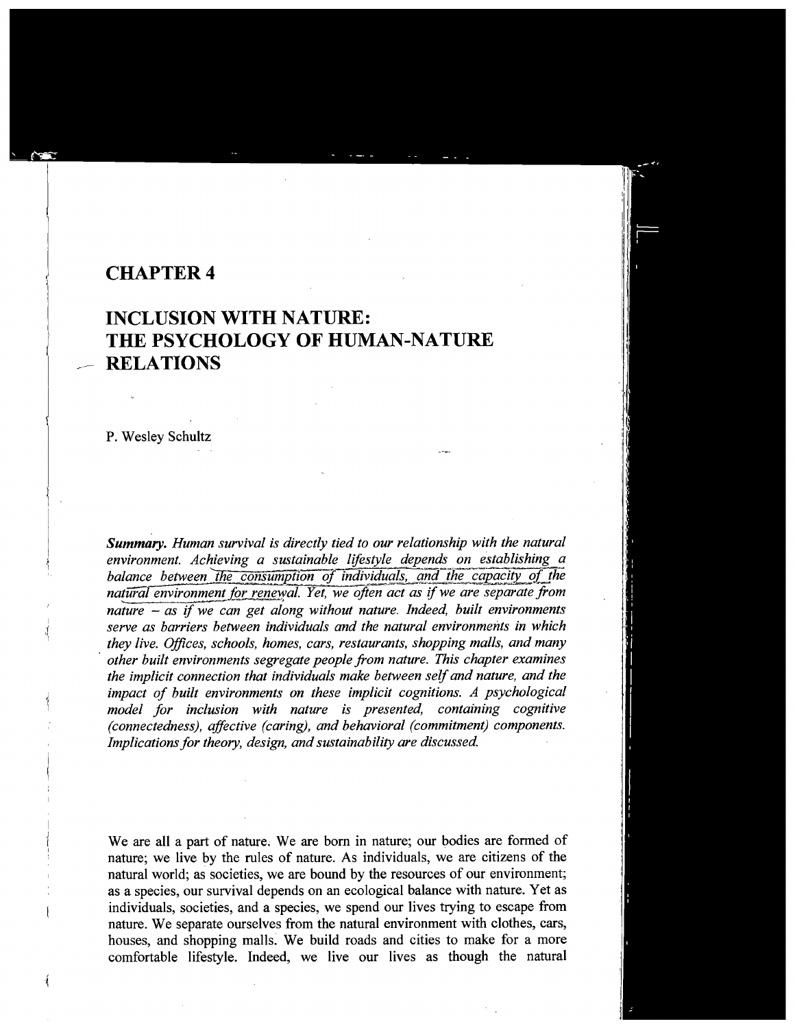# CHAPTER 4

# INCLUSION WITH NATURE: THE PSYCHOLOGY OF HUMAN-NATURE RELATIONS

P. Wesley Schultz

***Summary.*** *Human survival is directly tied to our relationship with the natural environment. Achieving a sustainable lifestyle depends on establishing a balance between the consumption of individuals, and the capacity of the natural environment for renewal. Yet, we often act as if we are separate from nature – as if we can get along without nature. Indeed, built environments serve as barriers between individuals and the natural environments in which they live. Offices, schools, homes, cars, restaurants, shopping malls, and many other built environments segregate people from nature. This chapter examines the implicit connection that individuals make between self and nature, and the impact of built environments on these implicit cognitions. A psychological model for inclusion with nature is presented, containing cognitive (connectedness), affective (caring), and behavioral (commitment) components. Implications for theory, design, and sustainability are discussed.*

We are all a part of nature. We are born in nature; our bodies are formed of nature; we live by the rules of nature. As individuals, we are citizens of the natural world; as societies, we are bound by the resources of our environment; as a species, our survival depends on an ecological balance with nature. Yet as individuals, societies, and a species, we spend our lives trying to escape from nature. We separate ourselves from the natural environment with clothes, cars, houses, and shopping malls. We build roads and cities to make for a more comfortable lifestyle. Indeed, we live our lives as though the natural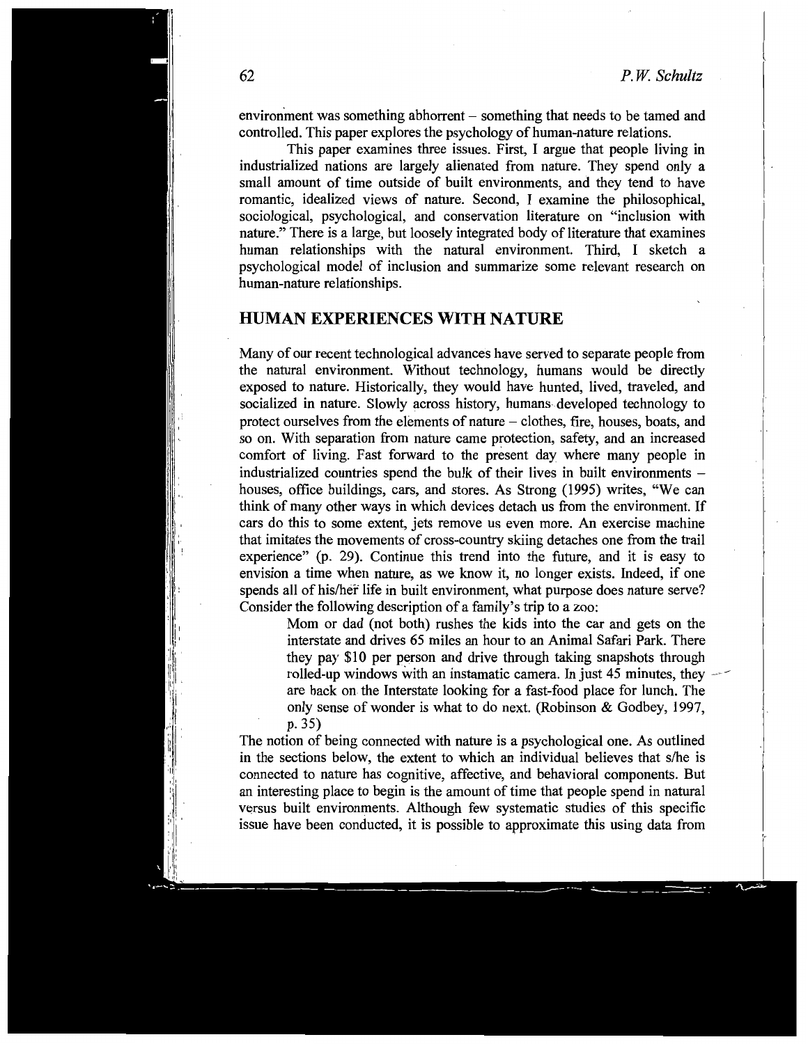environment was something abhorrent – something that needs to be tamed and controlled. This paper explores the psychology of human-nature relations.

This paper examines three issues. First, I argue that people living in industrialized nations are largely alienated from nature. They spend only a small amount of time outside of built environments, and they tend to have romantic, idealized views of nature. Second, I examine the philosophical, sociological, psychological, and conservation literature on "inclusion with nature." There is a large, but loosely integrated body of literature that examines human relationships with the natural environment. Third, I sketch a psychological model of inclusion and summarize some relevant research on human-nature relationships.

## HUMAN EXPERIENCES WITH NATURE

Many of our recent technological advances have served to separate people from the natural environment. Without technology, humans would be directly exposed to nature. Historically, they would have hunted, lived, traveled, and socialized in nature. Slowly across history, humans developed technology to protect ourselves from the elements of nature – clothes, fire, houses, boats, and so on. With separation from nature came protection, safety, and an increased comfort of living. Fast forward to the present day where many people in industrialized countries spend the bulk of their lives in built environments – houses, office buildings, cars, and stores. As Strong (1995) writes, "We can think of many other ways in which devices detach us from the environment. If cars do this to some extent, jets remove us even more. An exercise machine that imitates the movements of cross-country skiing detaches one from the trail experience" (p. 29). Continue this trend into the future, and it is easy to envision a time when nature, as we know it, no longer exists. Indeed, if one spends all of his/her life in built environment, what purpose does nature serve? Consider the following description of a family's trip to a zoo:

> Mom or dad (not both) rushes the kids into the car and gets on the interstate and drives 65 miles an hour to an Animal Safari Park. There they pay $10 per person and drive through taking snapshots through rolled-up windows with an instamatic camera. In just 45 minutes, they are back on the Interstate looking for a fast-food place for lunch. The only sense of wonder is what to do next. (Robinson & Godbey, 1997, p. 35)

The notion of being connected with nature is a psychological one. As outlined in the sections below, the extent to which an individual believes that s/he is connected to nature has cognitive, affective, and behavioral components. But an interesting place to begin is the amount of time that people spend in natural versus built environments. Although few systematic studies of this specific issue have been conducted, it is possible to approximate this using data from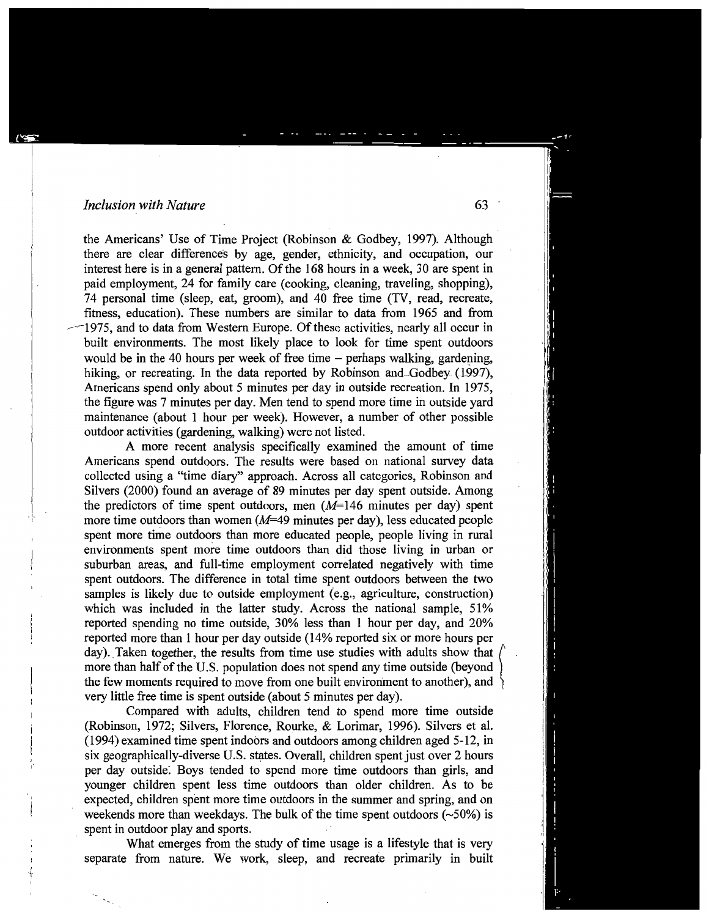the Americans' Use of Time Project (Robinson & Godbey, 1997). Although there are clear differences by age, gender, ethnicity, and occupation, our interest here is in a general pattern. Of the 168 hours in a week, 30 are spent in paid employment, 24 for family care (cooking, cleaning, traveling, shopping), 74 personal time (sleep, eat, groom), and 40 free time (TV, read, recreate, fitness, education). These numbers are similar to data from 1965 and from 1975, and to data from Western Europe. Of these activities, nearly all occur in built environments. The most likely place to look for time spent outdoors would be in the 40 hours per week of free time – perhaps walking, gardening, hiking, or recreating. In the data reported by Robinson and Godbey (1997), Americans spend only about 5 minutes per day in outside recreation. In 1975, the figure was 7 minutes per day. Men tend to spend more time in outside yard maintenance (about 1 hour per week). However, a number of other possible outdoor activities (gardening, walking) were not listed.

A more recent analysis specifically examined the amount of time Americans spend outdoors. The results were based on national survey data collected using a "time diary" approach. Across all categories, Robinson and Silvers (2000) found an average of 89 minutes per day spent outside. Among the predictors of time spent outdoors, men (*M*=146 minutes per day) spent more time outdoors than women (*M*=49 minutes per day), less educated people spent more time outdoors than more educated people, people living in rural environments spent more time outdoors than did those living in urban or suburban areas, and full-time employment correlated negatively with time spent outdoors. The difference in total time spent outdoors between the two samples is likely due to outside employment (e.g., agriculture, construction) which was included in the latter study. Across the national sample, 51% reported spending no time outside, 30% less than 1 hour per day, and 20% reported more than 1 hour per day outside (14% reported six or more hours per day). Taken together, the results from time use studies with adults show that more than half of the U.S. population does not spend any time outside (beyond the few moments required to move from one built environment to another), and very little free time is spent outside (about 5 minutes per day).

Compared with adults, children tend to spend more time outside (Robinson, 1972; Silvers, Florence, Rourke, & Lorimar, 1996). Silvers et al. (1994) examined time spent indoors and outdoors among children aged 5-12, in six geographically-diverse U.S. states. Overall, children spent just over 2 hours per day outside. Boys tended to spend more time outdoors than girls, and younger children spent less time outdoors than older children. As to be expected, children spent more time outdoors in the summer and spring, and on weekends more than weekdays. The bulk of the time spent outdoors (~50%) is spent in outdoor play and sports.

What emerges from the study of time usage is a lifestyle that is very separate from nature. We work, sleep, and recreate primarily in built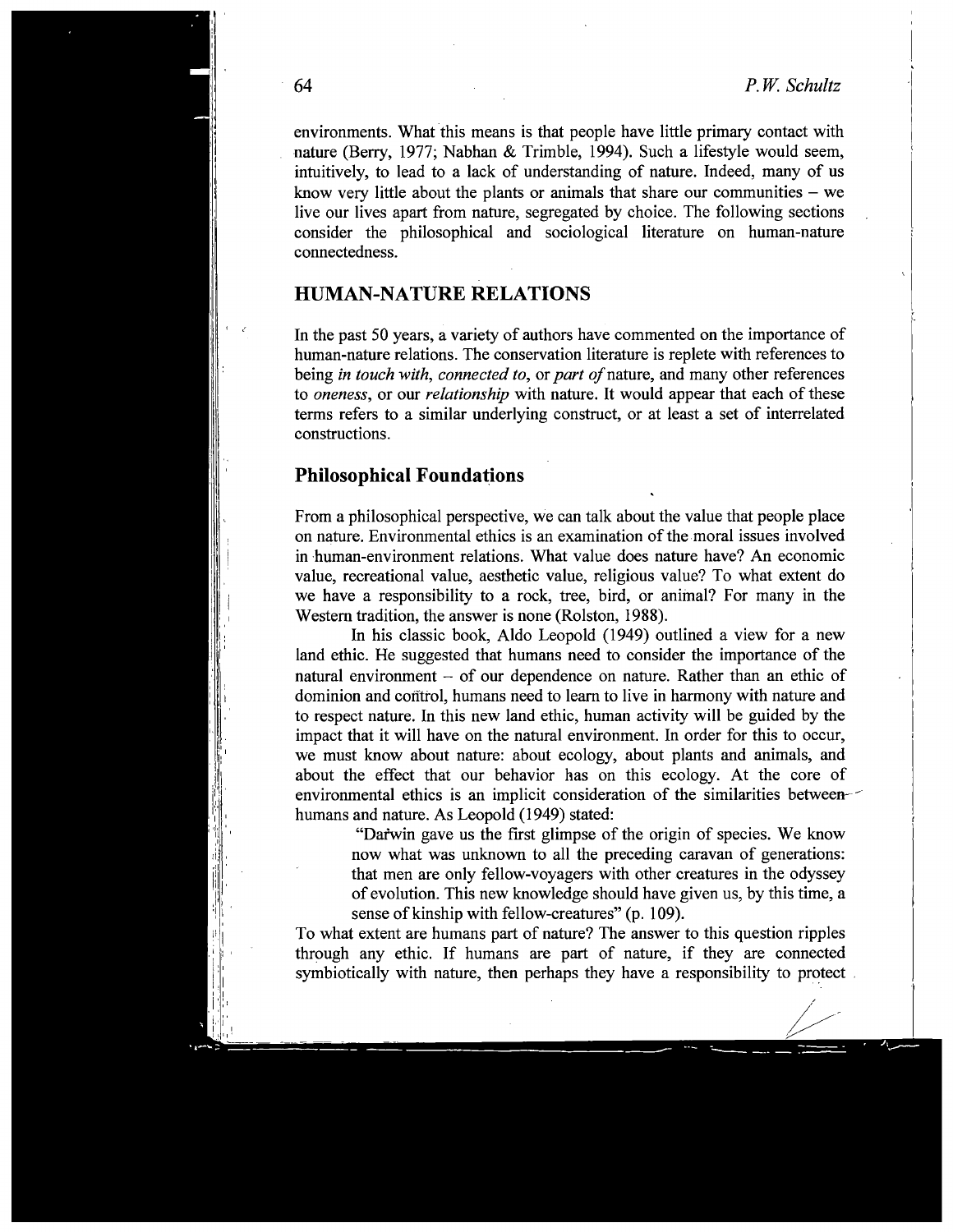environments. What this means is that people have little primary contact with nature (Berry, 1977; Nabhan & Trimble, 1994). Such a lifestyle would seem, intuitively, to lead to a lack of understanding of nature. Indeed, many of us know very little about the plants or animals that share our communities – we live our lives apart from nature, segregated by choice. The following sections consider the philosophical and sociological literature on human-nature connectedness.

## HUMAN-NATURE RELATIONS

In the past 50 years, a variety of authors have commented on the importance of human-nature relations. The conservation literature is replete with references to being *in touch with*, *connected to*, or *part of* nature, and many other references to *oneness*, or our *relationship* with nature. It would appear that each of these terms refers to a similar underlying construct, or at least a set of interrelated constructions.

### Philosophical Foundations

From a philosophical perspective, we can talk about the value that people place on nature. Environmental ethics is an examination of the moral issues involved in human-environment relations. What value does nature have? An economic value, recreational value, aesthetic value, religious value? To what extent do we have a responsibility to a rock, tree, bird, or animal? For many in the Western tradition, the answer is none (Rolston, 1988).

In his classic book, Aldo Leopold (1949) outlined a view for a new land ethic. He suggested that humans need to consider the importance of the natural environment – of our dependence on nature. Rather than an ethic of dominion and control, humans need to learn to live in harmony with nature and to respect nature. In this new land ethic, human activity will be guided by the impact that it will have on the natural environment. In order for this to occur, we must know about nature: about ecology, about plants and animals, and about the effect that our behavior has on this ecology. At the core of environmental ethics is an implicit consideration of the similarities between humans and nature. As Leopold (1949) stated:

> "Darwin gave us the first glimpse of the origin of species. We know now what was unknown to all the preceding caravan of generations: that men are only fellow-voyagers with other creatures in the odyssey of evolution. This new knowledge should have given us, by this time, a sense of kinship with fellow-creatures" (p. 109).

To what extent are humans part of nature? The answer to this question ripples through any ethic. If humans are part of nature, if they are connected symbiotically with nature, then perhaps they have a responsibility to protect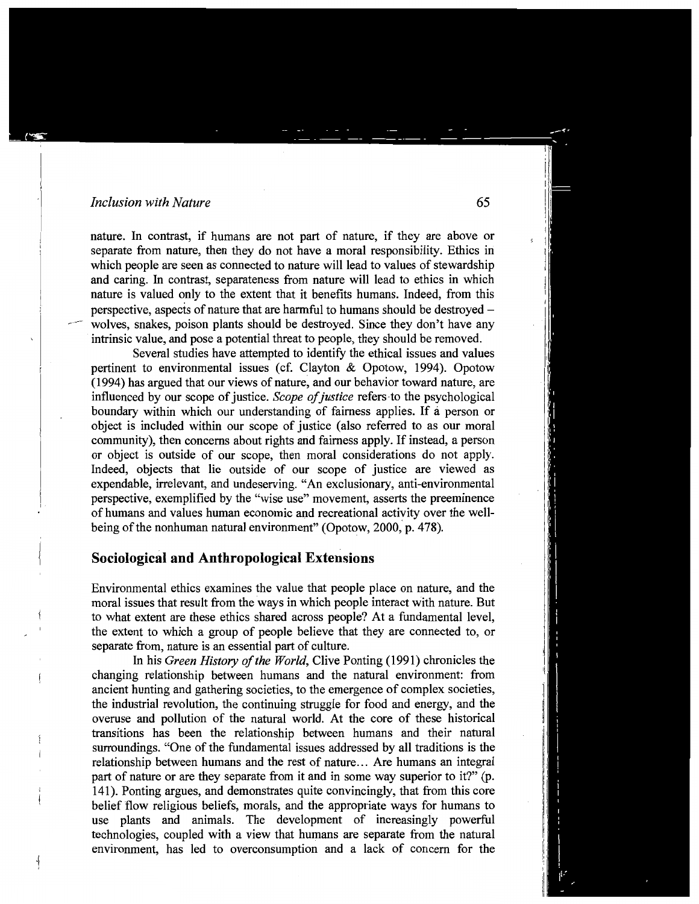nature. In contrast, if humans are not part of nature, if they are above or separate from nature, then they do not have a moral responsibility. Ethics in which people are seen as connected to nature will lead to values of stewardship and caring. In contrast, separateness from nature will lead to ethics in which nature is valued only to the extent that it benefits humans. Indeed, from this perspective, aspects of nature that are harmful to humans should be destroyed – wolves, snakes, poison plants should be destroyed. Since they don't have any intrinsic value, and pose a potential threat to people, they should be removed.

Several studies have attempted to identify the ethical issues and values pertinent to environmental issues (cf. Clayton & Opotow, 1994). Opotow (1994) has argued that our views of nature, and our behavior toward nature, are influenced by our scope of justice. *Scope of justice* refers to the psychological boundary within which our understanding of fairness applies. If a person or object is included within our scope of justice (also referred to as our moral community), then concerns about rights and fairness apply. If instead, a person or object is outside of our scope, then moral considerations do not apply. Indeed, objects that lie outside of our scope of justice are viewed as expendable, irrelevant, and undeserving. "An exclusionary, anti-environmental perspective, exemplified by the "wise use" movement, asserts the preeminence of humans and values human economic and recreational activity over the well-being of the nonhuman natural environment" (Opotow, 2000, p. 478).

## Sociological and Anthropological Extensions

Environmental ethics examines the value that people place on nature, and the moral issues that result from the ways in which people interact with nature. But to what extent are these ethics shared across people? At a fundamental level, the extent to which a group of people believe that they are connected to, or separate from, nature is an essential part of culture.

In his *Green History of the World*, Clive Ponting (1991) chronicles the changing relationship between humans and the natural environment: from ancient hunting and gathering societies, to the emergence of complex societies, the industrial revolution, the continuing struggle for food and energy, and the overuse and pollution of the natural world. At the core of these historical transitions has been the relationship between humans and their natural surroundings. "One of the fundamental issues addressed by all traditions is the relationship between humans and the rest of nature… Are humans an integral part of nature or are they separate from it and in some way superior to it?" (p. 141). Ponting argues, and demonstrates quite convincingly, that from this core belief flow religious beliefs, morals, and the appropriate ways for humans to use plants and animals. The development of increasingly powerful technologies, coupled with a view that humans are separate from the natural environment, has led to overconsumption and a lack of concern for the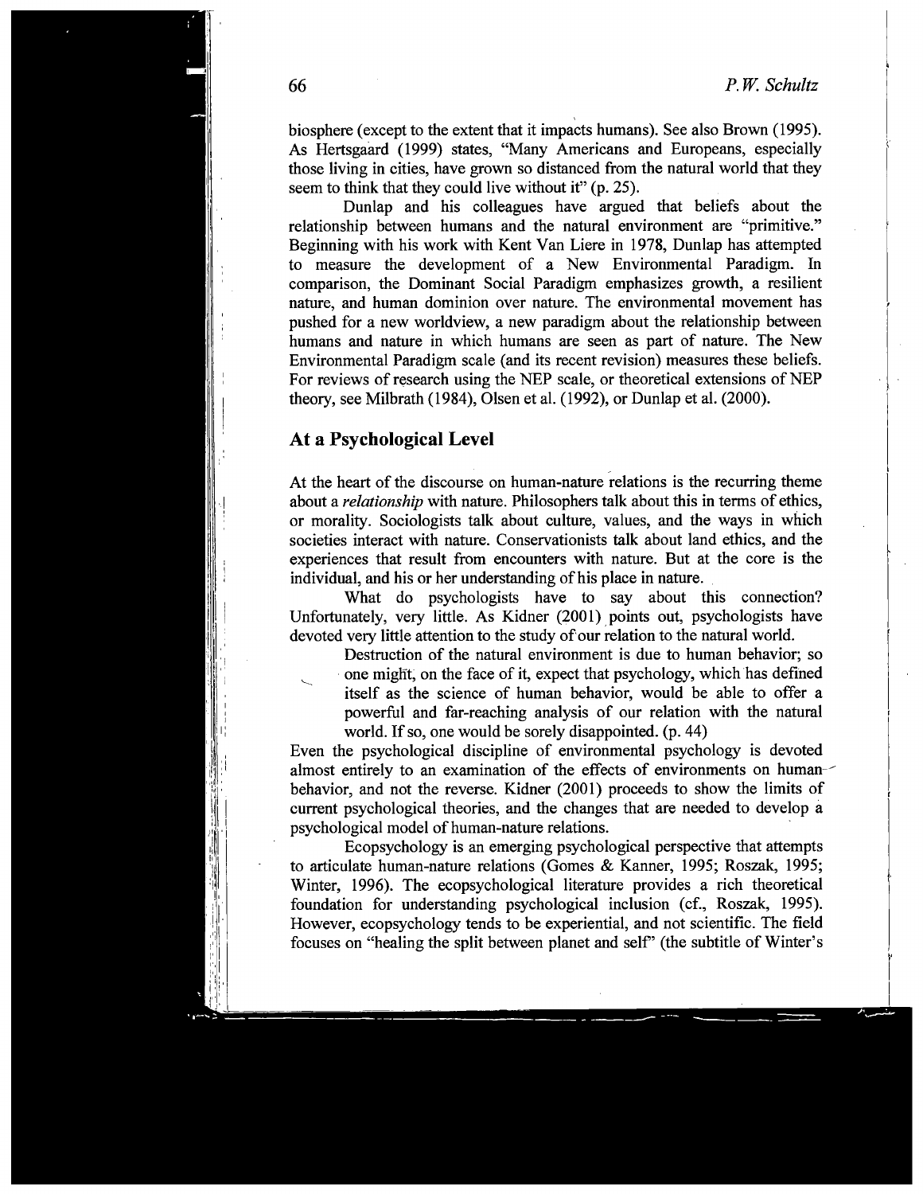biosphere (except to the extent that it impacts humans). See also Brown (1995). As Hertsgaard (1999) states, "Many Americans and Europeans, especially those living in cities, have grown so distanced from the natural world that they seem to think that they could live without it" (p. 25).

Dunlap and his colleagues have argued that beliefs about the relationship between humans and the natural environment are "primitive." Beginning with his work with Kent Van Liere in 1978, Dunlap has attempted to measure the development of a New Environmental Paradigm. In comparison, the Dominant Social Paradigm emphasizes growth, a resilient nature, and human dominion over nature. The environmental movement has pushed for a new worldview, a new paradigm about the relationship between humans and nature in which humans are seen as part of nature. The New Environmental Paradigm scale (and its recent revision) measures these beliefs. For reviews of research using the NEP scale, or theoretical extensions of NEP theory, see Milbrath (1984), Olsen et al. (1992), or Dunlap et al. (2000).

## At a Psychological Level

At the heart of the discourse on human-nature relations is the recurring theme about a *relationship* with nature. Philosophers talk about this in terms of ethics, or morality. Sociologists talk about culture, values, and the ways in which societies interact with nature. Conservationists talk about land ethics, and the experiences that result from encounters with nature. But at the core is the individual, and his or her understanding of his place in nature.

What do psychologists have to say about this connection? Unfortunately, very little. As Kidner (2001) points out, psychologists have devoted very little attention to the study of our relation to the natural world.

> Destruction of the natural environment is due to human behavior; so one might, on the face of it, expect that psychology, which has defined itself as the science of human behavior, would be able to offer a powerful and far-reaching analysis of our relation with the natural world. If so, one would be sorely disappointed. (p. 44)

Even the psychological discipline of environmental psychology is devoted almost entirely to an examination of the effects of environments on human behavior, and not the reverse. Kidner (2001) proceeds to show the limits of current psychological theories, and the changes that are needed to develop a psychological model of human-nature relations.

Ecopsychology is an emerging psychological perspective that attempts to articulate human-nature relations (Gomes & Kanner, 1995; Roszak, 1995; Winter, 1996). The ecopsychological literature provides a rich theoretical foundation for understanding psychological inclusion (cf., Roszak, 1995). However, ecopsychology tends to be experiential, and not scientific. The field focuses on "healing the split between planet and self" (the subtitle of Winter's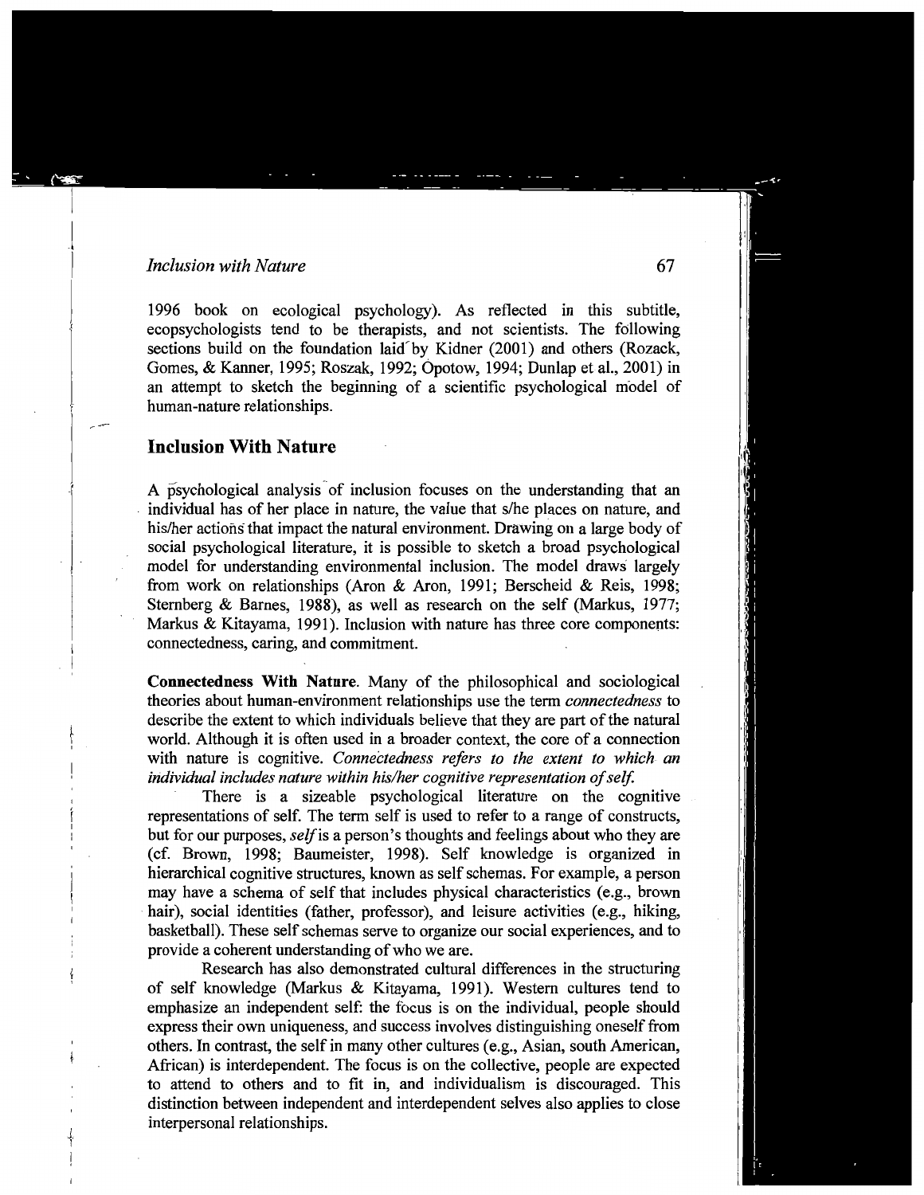1996 book on ecological psychology). As reflected in this subtitle, ecopsychologists tend to be therapists, and not scientists. The following sections build on the foundation laid by Kidner (2001) and others (Rozack, Gomes, & Kanner, 1995; Roszak, 1992; Opotow, 1994; Dunlap et al., 2001) in an attempt to sketch the beginning of a scientific psychological model of human-nature relationships.

## Inclusion With Nature

A psychological analysis of inclusion focuses on the understanding that an individual has of her place in nature, the value that s/he places on nature, and his/her actions that impact the natural environment. Drawing on a large body of social psychological literature, it is possible to sketch a broad psychological model for understanding environmental inclusion. The model draws largely from work on relationships (Aron & Aron, 1991; Berscheid & Reis, 1998; Sternberg & Barnes, 1988), as well as research on the self (Markus, 1977; Markus & Kitayama, 1991). Inclusion with nature has three core components: connectedness, caring, and commitment.

**Connectedness With Nature**. Many of the philosophical and sociological theories about human-environment relationships use the term *connectedness* to describe the extent to which individuals believe that they are part of the natural world. Although it is often used in a broader context, the core of a connection with nature is cognitive. *Connectedness refers to the extent to which an individual includes nature within his/her cognitive representation of self.*

There is a sizeable psychological literature on the cognitive representations of self. The term self is used to refer to a range of constructs, but for our purposes, *self* is a person's thoughts and feelings about who they are (cf. Brown, 1998; Baumeister, 1998). Self knowledge is organized in hierarchical cognitive structures, known as self schemas. For example, a person may have a schema of self that includes physical characteristics (e.g., brown hair), social identities (father, professor), and leisure activities (e.g., hiking, basketball). These self schemas serve to organize our social experiences, and to provide a coherent understanding of who we are.

Research has also demonstrated cultural differences in the structuring of self knowledge (Markus & Kitayama, 1991). Western cultures tend to emphasize an independent self: the focus is on the individual, people should express their own uniqueness, and success involves distinguishing oneself from others. In contrast, the self in many other cultures (e.g., Asian, south American, African) is interdependent. The focus is on the collective, people are expected to attend to others and to fit in, and individualism is discouraged. This distinction between independent and interdependent selves also applies to close interpersonal relationships.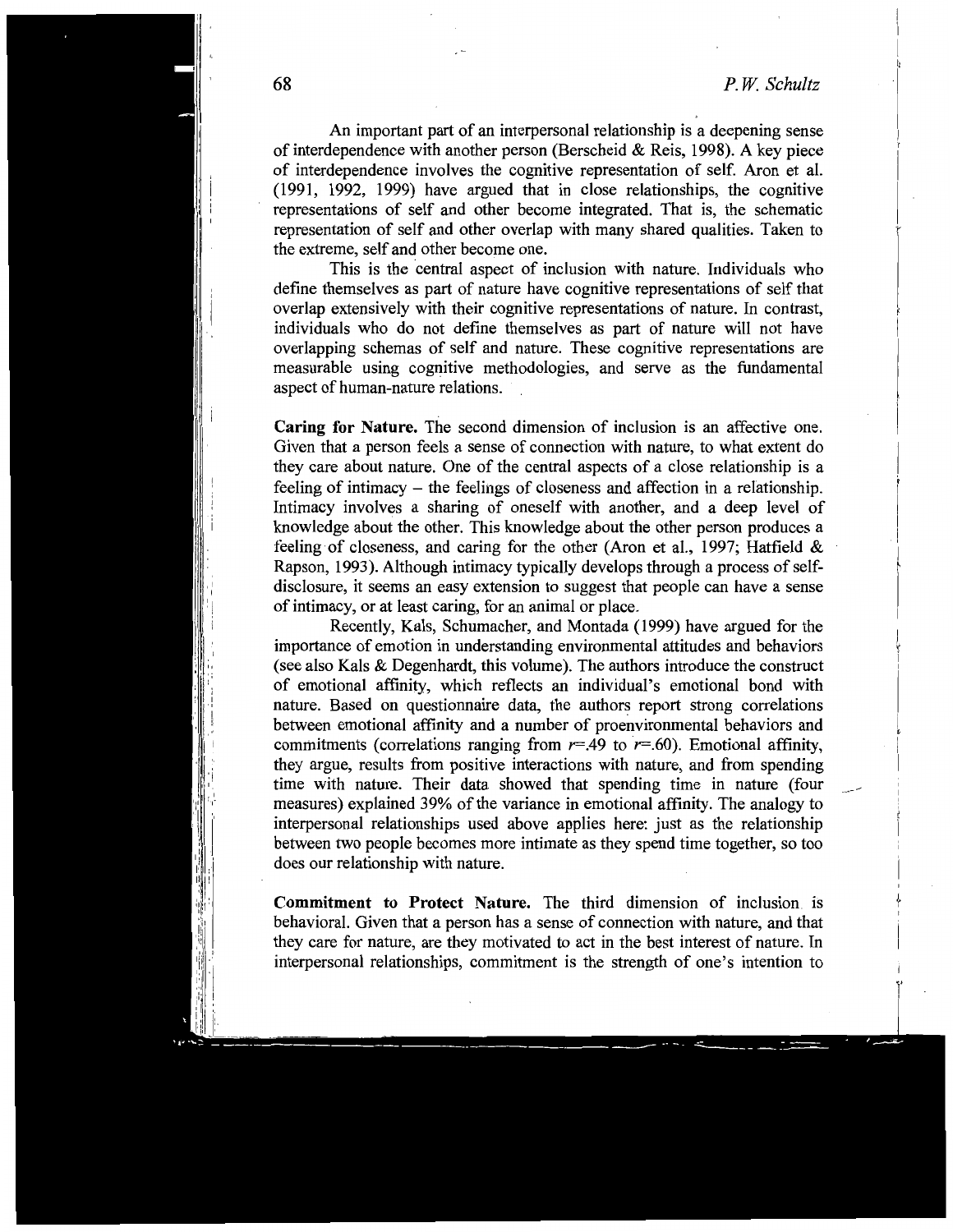An important part of an interpersonal relationship is a deepening sense of interdependence with another person (Berscheid & Reis, 1998). A key piece of interdependence involves the cognitive representation of self. Aron et al. (1991, 1992, 1999) have argued that in close relationships, the cognitive representations of self and other become integrated. That is, the schematic representation of self and other overlap with many shared qualities. Taken to the extreme, self and other become one.

This is the central aspect of inclusion with nature. Individuals who define themselves as part of nature have cognitive representations of self that overlap extensively with their cognitive representations of nature. In contrast, individuals who do not define themselves as part of nature will not have overlapping schemas of self and nature. These cognitive representations are measurable using cognitive methodologies, and serve as the fundamental aspect of human-nature relations.

**Caring for Nature.** The second dimension of inclusion is an affective one. Given that a person feels a sense of connection with nature, to what extent do they care about nature. One of the central aspects of a close relationship is a feeling of intimacy – the feelings of closeness and affection in a relationship. Intimacy involves a sharing of oneself with another, and a deep level of knowledge about the other. This knowledge about the other person produces a feeling of closeness, and caring for the other (Aron et al., 1997; Hatfield & Rapson, 1993). Although intimacy typically develops through a process of self-disclosure, it seems an easy extension to suggest that people can have a sense of intimacy, or at least caring, for an animal or place.

Recently, Kals, Schumacher, and Montada (1999) have argued for the importance of emotion in understanding environmental attitudes and behaviors (see also Kals & Degenhardt, this volume). The authors introduce the construct of emotional affinity, which reflects an individual's emotional bond with nature. Based on questionnaire data, the authors report strong correlations between emotional affinity and a number of proenvironmental behaviors and commitments (correlations ranging from $r$=.49 to $r$=.60). Emotional affinity, they argue, results from positive interactions with nature, and from spending time with nature. Their data showed that spending time in nature (four measures) explained 39% of the variance in emotional affinity. The analogy to interpersonal relationships used above applies here: just as the relationship between two people becomes more intimate as they spend time together, so too does our relationship with nature.

**Commitment to Protect Nature.** The third dimension of inclusion is behavioral. Given that a person has a sense of connection with nature, and that they care for nature, are they motivated to act in the best interest of nature. In interpersonal relationships, commitment is the strength of one's intention to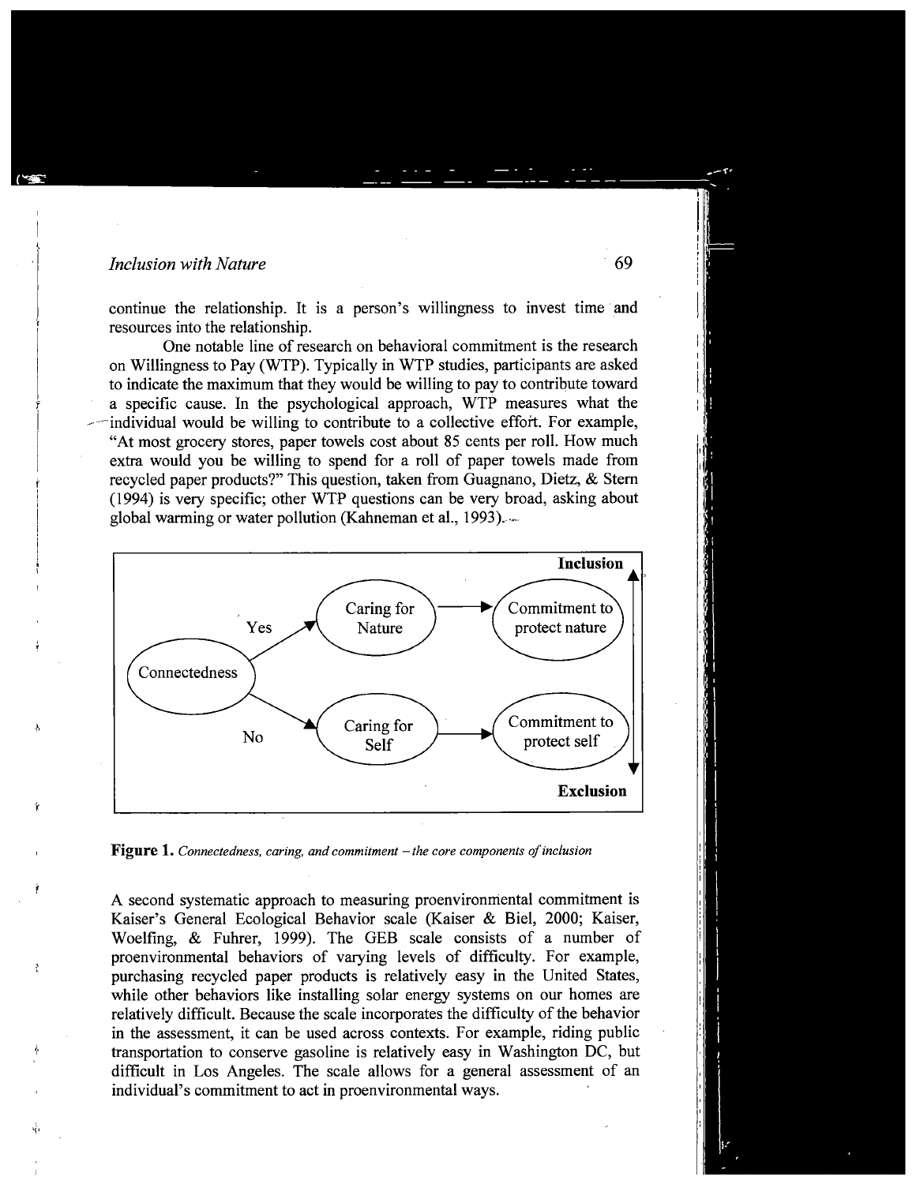continue the relationship. It is a person's willingness to invest time and resources into the relationship.

One notable line of research on behavioral commitment is the research on Willingness to Pay (WTP). Typically in WTP studies, participants are asked to indicate the maximum that they would be willing to pay to contribute toward a specific cause. In the psychological approach, WTP measures what the individual would be willing to contribute to a collective effort. For example, "At most grocery stores, paper towels cost about 85 cents per roll. How much extra would you be willing to spend for a roll of paper towels made from recycled paper products?" This question, taken from Guagnano, Dietz, & Stern (1994) is very specific; other WTP questions can be very broad, asking about global warming or water pollution (Kahneman et al., 1993).

**Figure 1.** *Connectedness, caring, and commitment – the core components of inclusion*

A second systematic approach to measuring proenvironmental commitment is Kaiser's General Ecological Behavior scale (Kaiser & Biel, 2000; Kaiser, Woelfing, & Fuhrer, 1999). The GEB scale consists of a number of proenvironmental behaviors of varying levels of difficulty. For example, purchasing recycled paper products is relatively easy in the United States, while other behaviors like installing solar energy systems on our homes are relatively difficult. Because the scale incorporates the difficulty of the behavior in the assessment, it can be used across contexts. For example, riding public transportation to conserve gasoline is relatively easy in Washington DC, but difficult in Los Angeles. The scale allows for a general assessment of an individual's commitment to act in proenvironmental ways.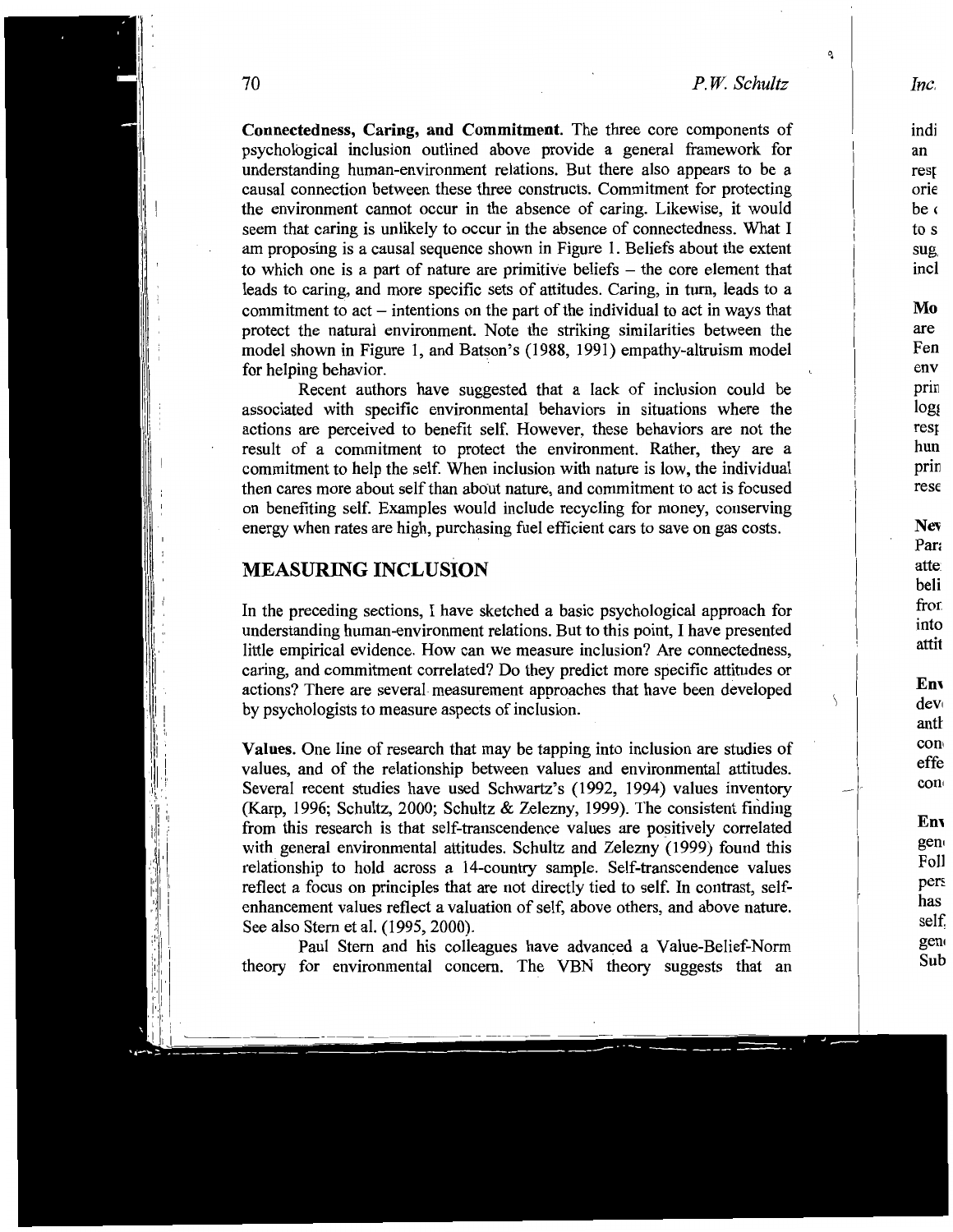**Connectedness, Caring, and Commitment.** The three core components of psychological inclusion outlined above provide a general framework for understanding human-environment relations. But there also appears to be a causal connection between these three constructs. Commitment for protecting the environment cannot occur in the absence of caring. Likewise, it would seem that caring is unlikely to occur in the absence of connectedness. What I am proposing is a causal sequence shown in Figure 1. Beliefs about the extent to which one is a part of nature are primitive beliefs – the core element that leads to caring, and more specific sets of attitudes. Caring, in turn, leads to a commitment to act – intentions on the part of the individual to act in ways that protect the natural environment. Note the striking similarities between the model shown in Figure 1, and Batson's (1988, 1991) empathy-altruism model for helping behavior.

Recent authors have suggested that a lack of inclusion could be associated with specific environmental behaviors in situations where the actions are perceived to benefit self. However, these behaviors are not the result of a commitment to protect the environment. Rather, they are a commitment to help the self. When inclusion with nature is low, the individual then cares more about self than about nature, and commitment to act is focused on benefiting self. Examples would include recycling for money, conserving energy when rates are high, purchasing fuel efficient cars to save on gas costs.

## MEASURING INCLUSION

In the preceding sections, I have sketched a basic psychological approach for understanding human-environment relations. But to this point, I have presented little empirical evidence. How can we measure inclusion? Are connectedness, caring, and commitment correlated? Do they predict more specific attitudes or actions? There are several measurement approaches that have been developed by psychologists to measure aspects of inclusion.

**Values.** One line of research that may be tapping into inclusion are studies of values, and of the relationship between values and environmental attitudes. Several recent studies have used Schwartz's (1992, 1994) values inventory (Karp, 1996; Schultz, 2000; Schultz & Zelezny, 1999). The consistent finding from this research is that self-transcendence values are positively correlated with general environmental attitudes. Schultz and Zelezny (1999) found this relationship to hold across a 14-country sample. Self-transcendence values reflect a focus on principles that are not directly tied to self. In contrast, self-enhancement values reflect a valuation of self, above others, and above nature. See also Stern et al. (1995, 2000).

Paul Stern and his colleagues have advanced a Value-Belief-Norm theory for environmental concern. The VBN theory suggests that an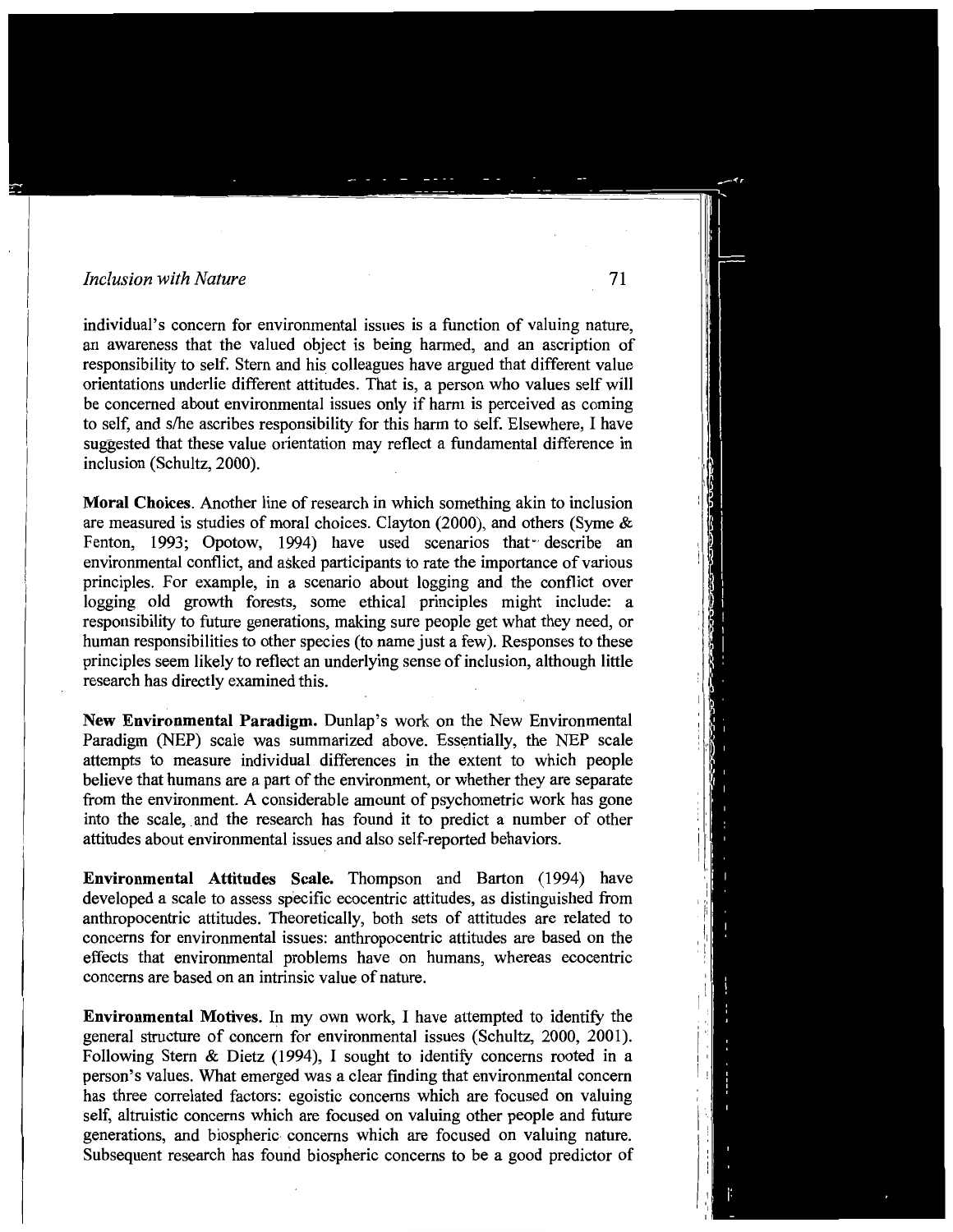individual's concern for environmental issues is a function of valuing nature, an awareness that the valued object is being harmed, and an ascription of responsibility to self. Stern and his colleagues have argued that different value orientations underlie different attitudes. That is, a person who values self will be concerned about environmental issues only if harm is perceived as coming to self, and s/he ascribes responsibility for this harm to self. Elsewhere, I have suggested that these value orientation may reflect a fundamental difference in inclusion (Schultz, 2000).

**Moral Choices.** Another line of research in which something akin to inclusion are measured is studies of moral choices. Clayton (2000), and others (Syme & Fenton, 1993; Opotow, 1994) have used scenarios that describe an environmental conflict, and asked participants to rate the importance of various principles. For example, in a scenario about logging and the conflict over logging old growth forests, some ethical principles might include: a responsibility to future generations, making sure people get what they need, or human responsibilities to other species (to name just a few). Responses to these principles seem likely to reflect an underlying sense of inclusion, although little research has directly examined this.

**New Environmental Paradigm.** Dunlap's work on the New Environmental Paradigm (NEP) scale was summarized above. Essentially, the NEP scale attempts to measure individual differences in the extent to which people believe that humans are a part of the environment, or whether they are separate from the environment. A considerable amount of psychometric work has gone into the scale, and the research has found it to predict a number of other attitudes about environmental issues and also self-reported behaviors.

**Environmental Attitudes Scale.** Thompson and Barton (1994) have developed a scale to assess specific ecocentric attitudes, as distinguished from anthropocentric attitudes. Theoretically, both sets of attitudes are related to concerns for environmental issues: anthropocentric attitudes are based on the effects that environmental problems have on humans, whereas ecocentric concerns are based on an intrinsic value of nature.

**Environmental Motives.** In my own work, I have attempted to identify the general structure of concern for environmental issues (Schultz, 2000, 2001). Following Stern & Dietz (1994), I sought to identify concerns rooted in a person's values. What emerged was a clear finding that environmental concern has three correlated factors: egoistic concerns which are focused on valuing self, altruistic concerns which are focused on valuing other people and future generations, and biospheric concerns which are focused on valuing nature. Subsequent research has found biospheric concerns to be a good predictor of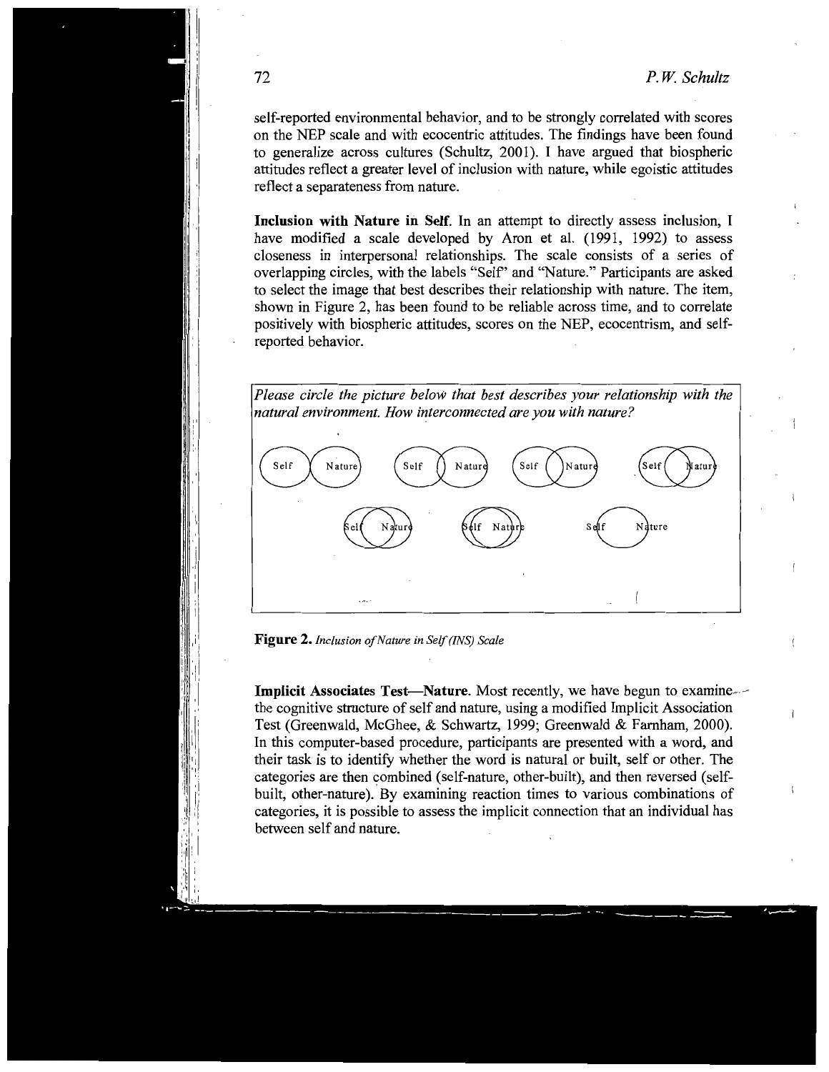self-reported environmental behavior, and to be strongly correlated with scores on the NEP scale and with ecocentric attitudes. The findings have been found to generalize across cultures (Schultz, 2001). I have argued that biospheric attitudes reflect a greater level of inclusion with nature, while egoistic attitudes reflect a separateness from nature.

**Inclusion with Nature in Self.** In an attempt to directly assess inclusion, I have modified a scale developed by Aron et al. (1991, 1992) to assess closeness in interpersonal relationships. The scale consists of a series of overlapping circles, with the labels "Self" and "Nature." Participants are asked to select the image that best describes their relationship with nature. The item, shown in Figure 2, has been found to be reliable across time, and to correlate positively with biospheric attitudes, scores on the NEP, ecocentrism, and self-reported behavior.

*Please circle the picture below that best describes your relationship with the natural environment. How interconnected are you with nature?*

**Figure 2.** *Inclusion of Nature in Self (INS) Scale*

**Implicit Associates Test—Nature.** Most recently, we have begun to examine the cognitive structure of self and nature, using a modified Implicit Association Test (Greenwald, McGhee, & Schwartz, 1999; Greenwald & Farnham, 2000). In this computer-based procedure, participants are presented with a word, and their task is to identify whether the word is natural or built, self or other. The categories are then combined (self-nature, other-built), and then reversed (self-built, other-nature). By examining reaction times to various combinations of categories, it is possible to assess the implicit connection that an individual has between self and nature.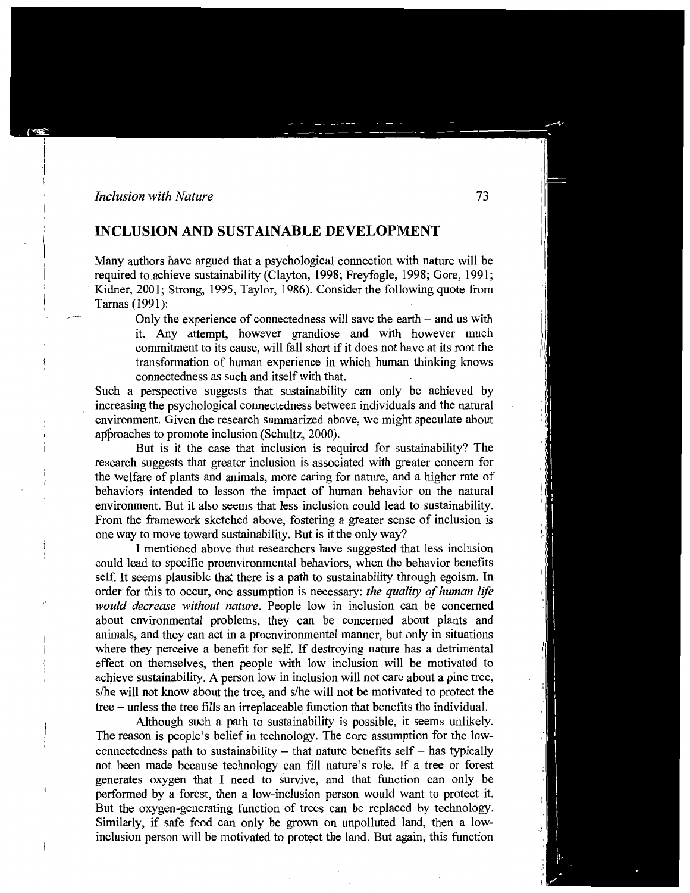## INCLUSION AND SUSTAINABLE DEVELOPMENT

Many authors have argued that a psychological connection with nature will be required to achieve sustainability (Clayton, 1998; Freyfogle, 1998; Gore, 1991; Kidner, 2001; Strong, 1995, Taylor, 1986). Consider the following quote from Tarnas (1991):

> Only the experience of connectedness will save the earth – and us with it. Any attempt, however grandiose and with however much commitment to its cause, will fall short if it does not have at its root the transformation of human experience in which human thinking knows connectedness as such and itself with that.

Such a perspective suggests that sustainability can only be achieved by increasing the psychological connectedness between individuals and the natural environment. Given the research summarized above, we might speculate about approaches to promote inclusion (Schultz, 2000).

But is it the case that inclusion is required for sustainability? The research suggests that greater inclusion is associated with greater concern for the welfare of plants and animals, more caring for nature, and a higher rate of behaviors intended to lesson the impact of human behavior on the natural environment. But it also seems that less inclusion could lead to sustainability. From the framework sketched above, fostering a greater sense of inclusion is one way to move toward sustainability. But is it the only way?

I mentioned above that researchers have suggested that less inclusion could lead to specific proenvironmental behaviors, when the behavior benefits self. It seems plausible that there is a path to sustainability through egoism. In order for this to occur, one assumption is necessary: ***the quality of human life would decrease without nature***. People low in inclusion can be concerned about environmental problems, they can be concerned about plants and animals, and they can act in a proenvironmental manner, but only in situations where they perceive a benefit for self. If destroying nature has a detrimental effect on themselves, then people with low inclusion will be motivated to achieve sustainability. A person low in inclusion will not care about a pine tree, s/he will not know about the tree, and s/he will not be motivated to protect the tree – unless the tree fills an irreplaceable function that benefits the individual.

Although such a path to sustainability is possible, it seems unlikely. The reason is people's belief in technology. The core assumption for the low-connectedness path to sustainability – that nature benefits self – has typically not been made because technology can fill nature's role. If a tree or forest generates oxygen that I need to survive, and that function can only be performed by a forest, then a low-inclusion person would want to protect it. But the oxygen-generating function of trees can be replaced by technology. Similarly, if safe food can only be grown on unpolluted land, then a low-inclusion person will be motivated to protect the land. But again, this function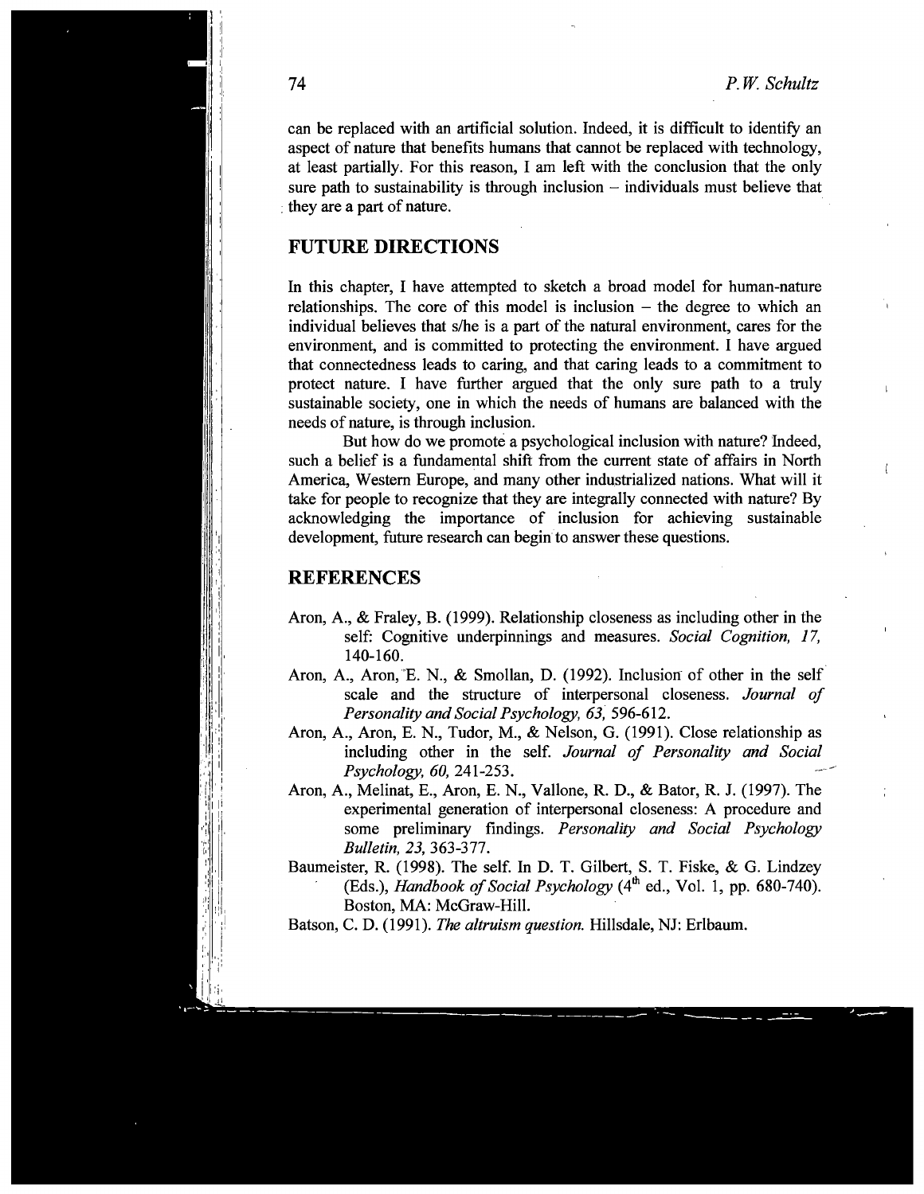can be replaced with an artificial solution. Indeed, it is difficult to identify an aspect of nature that benefits humans that cannot be replaced with technology, at least partially. For this reason, I am left with the conclusion that the only sure path to sustainability is through inclusion – individuals must believe that they are a part of nature.

## FUTURE DIRECTIONS

In this chapter, I have attempted to sketch a broad model for human-nature relationships. The core of this model is inclusion – the degree to which an individual believes that s/he is a part of the natural environment, cares for the environment, and is committed to protecting the environment. I have argued that connectedness leads to caring, and that caring leads to a commitment to protect nature. I have further argued that the only sure path to a truly sustainable society, one in which the needs of humans are balanced with the needs of nature, is through inclusion.

But how do we promote a psychological inclusion with nature? Indeed, such a belief is a fundamental shift from the current state of affairs in North America, Western Europe, and many other industrialized nations. What will it take for people to recognize that they are integrally connected with nature? By acknowledging the importance of inclusion for achieving sustainable development, future research can begin to answer these questions.

## REFERENCES

Aron, A., & Fraley, B. (1999). Relationship closeness as including other in the self: Cognitive underpinnings and measures. *Social Cognition, 17,* 140-160.

Aron, A., Aron, E. N., & Smollan, D. (1992). Inclusion of other in the self scale and the structure of interpersonal closeness. *Journal of Personality and Social Psychology, 63,* 596-612.

Aron, A., Aron, E. N., Tudor, M., & Nelson, G. (1991). Close relationship as including other in the self. *Journal of Personality and Social Psychology, 60,* 241-253.

Aron, A., Melinat, E., Aron, E. N., Vallone, R. D., & Bator, R. J. (1997). The experimental generation of interpersonal closeness: A procedure and some preliminary findings. *Personality and Social Psychology Bulletin, 23,* 363-377.

Baumeister, R. (1998). The self. In D. T. Gilbert, S. T. Fiske, & G. Lindzey (Eds.), *Handbook of Social Psychology* (4th ed., Vol. 1, pp. 680-740). Boston, MA: McGraw-Hill.

Batson, C. D. (1991). *The altruism question.* Hillsdale, NJ: Erlbaum.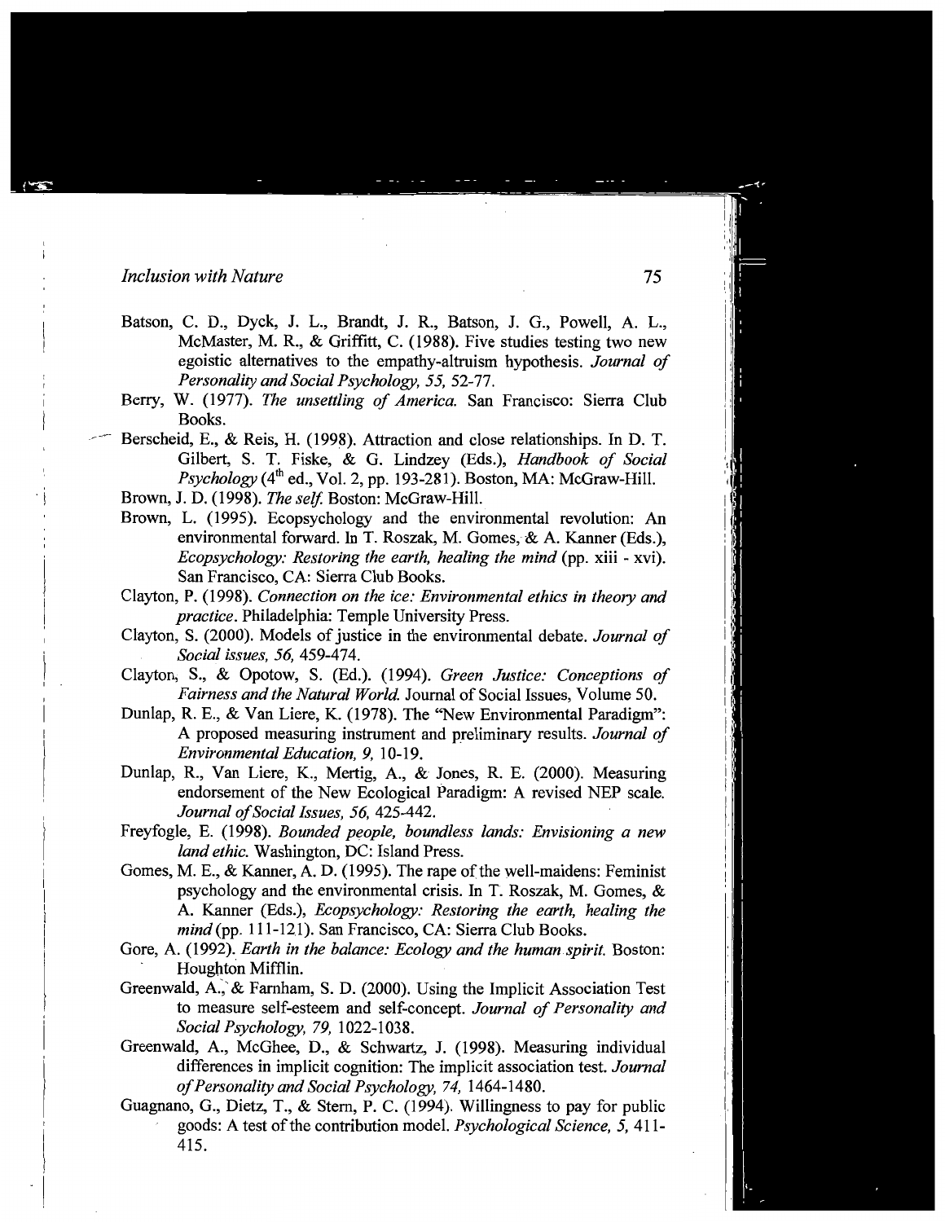Batson, C. D., Dyck, J. L., Brandt, J. R., Batson, J. G., Powell, A. L., McMaster, M. R., & Griffitt, C. (1988). Five studies testing two new egoistic alternatives to the empathy-altruism hypothesis. *Journal of Personality and Social Psychology, 55,* 52-77.

Berry, W. (1977). *The unsettling of America.* San Francisco: Sierra Club Books.

Berscheid, E., & Reis, H. (1998). Attraction and close relationships. In D. T. Gilbert, S. T. Fiske, & G. Lindzey (Eds.), *Handbook of Social Psychology* (4th ed., Vol. 2, pp. 193-281). Boston, MA: McGraw-Hill.

Brown, J. D. (1998). *The self.* Boston: McGraw-Hill.

Brown, L. (1995). Ecopsychology and the environmental revolution: An environmental forward. In T. Roszak, M. Gomes, & A. Kanner (Eds.), *Ecopsychology: Restoring the earth, healing the mind* (pp. xiii - xvi). San Francisco, CA: Sierra Club Books.

Clayton, P. (1998). *Connection on the ice: Environmental ethics in theory and practice*. Philadelphia: Temple University Press.

Clayton, S. (2000). Models of justice in the environmental debate. *Journal of Social issues, 56,* 459-474.

Clayton, S., & Opotow, S. (Ed.). (1994). *Green Justice: Conceptions of Fairness and the Natural World.* Journal of Social Issues, Volume 50.

Dunlap, R. E., & Van Liere, K. (1978). The "New Environmental Paradigm": A proposed measuring instrument and preliminary results. *Journal of Environmental Education, 9,* 10-19.

Dunlap, R., Van Liere, K., Mertig, A., & Jones, R. E. (2000). Measuring endorsement of the New Ecological Paradigm: A revised NEP scale. *Journal of Social Issues, 56,* 425-442.

Freyfogle, E. (1998). *Bounded people, boundless lands: Envisioning a new land ethic.* Washington, DC: Island Press.

Gomes, M. E., & Kanner, A. D. (1995). The rape of the well-maidens: Feminist psychology and the environmental crisis. In T. Roszak, M. Gomes, & A. Kanner (Eds.), *Ecopsychology: Restoring the earth, healing the mind* (pp. 111-121). San Francisco, CA: Sierra Club Books.

Gore, A. (1992). *Earth in the balance: Ecology and the human spirit.* Boston: Houghton Mifflin.

Greenwald, A., & Farnham, S. D. (2000). Using the Implicit Association Test to measure self-esteem and self-concept. *Journal of Personality and Social Psychology, 79,* 1022-1038.

Greenwald, A., McGhee, D., & Schwartz, J. (1998). Measuring individual differences in implicit cognition: The implicit association test. *Journal of Personality and Social Psychology, 74,* 1464-1480.

Guagnano, G., Dietz, T., & Stern, P. C. (1994). Willingness to pay for public goods: A test of the contribution model. *Psychological Science, 5,* 411-415.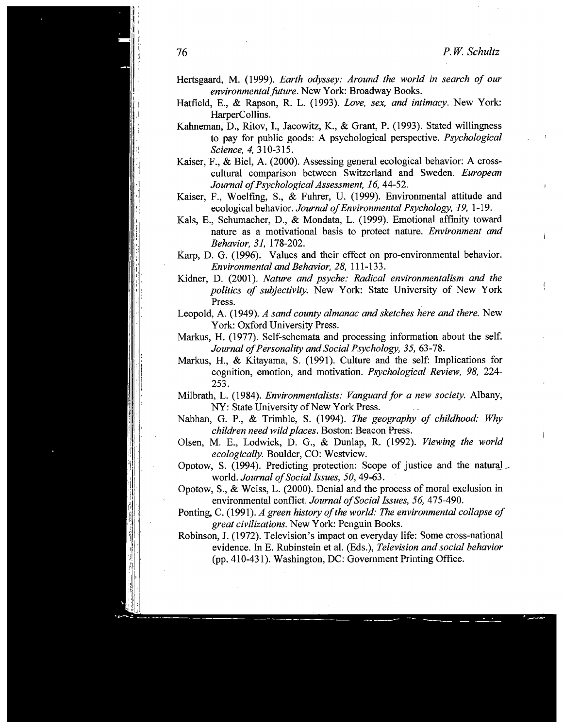Hertsgaard, M. (1999). *Earth odyssey: Around the world in search of our environmental future*. New York: Broadway Books.

Hatfield, E., & Rapson, R. L. (1993). *Love, sex, and intimacy*. New York: HarperCollins.

Kahneman, D., Ritov, I., Jacowitz, K., & Grant, P. (1993). Stated willingness to pay for public goods: A psychological perspective. *Psychological Science, 4,* 310-315.

Kaiser, F., & Biel, A. (2000). Assessing general ecological behavior: A cross-cultural comparison between Switzerland and Sweden. *European Journal of Psychological Assessment, 16,* 44-52.

Kaiser, F., Woelfing, S., & Fuhrer, U. (1999). Environmental attitude and ecological behavior. *Journal of Environmental Psychology, 19,* 1-19.

Kals, E., Schumacher, D., & Mondata, L. (1999). Emotional affinity toward nature as a motivational basis to protect nature. *Environment and Behavior, 31,* 178-202.

Karp, D. G. (1996). Values and their effect on pro-environmental behavior. *Environmental and Behavior, 28,* 111-133.

Kidner, D. (2001). *Nature and psyche: Radical environmentalism and the politics of subjectivity*. New York: State University of New York Press.

Leopold, A. (1949). *A sand county almanac and sketches here and there*. New York: Oxford University Press.

Markus, H. (1977). Self-schemata and processing information about the self. *Journal of Personality and Social Psychology, 35,* 63-78.

Markus, H., & Kitayama, S. (1991). Culture and the self: Implications for cognition, emotion, and motivation. *Psychological Review, 98,* 224-253.

Milbrath, L. (1984). *Environmentalists: Vanguard for a new society*. Albany, NY: State University of New York Press.

Nabhan, G. P., & Trimble, S. (1994). *The geography of childhood: Why children need wild places*. Boston: Beacon Press.

Olsen, M. E., Lodwick, D. G., & Dunlap, R. (1992). *Viewing the world ecologically*. Boulder, CO: Westview.

Opotow, S. (1994). Predicting protection: Scope of justice and the natural world. *Journal of Social Issues, 50,* 49-63.

Opotow, S., & Weiss, L. (2000). Denial and the process of moral exclusion in environmental conflict. *Journal of Social Issues, 56,* 475-490.

Ponting, C. (1991). *A green history of the world: The environmental collapse of great civilizations*. New York: Penguin Books.

Robinson, J. (1972). Television's impact on everyday life: Some cross-national evidence. In E. Rubinstein et al. (Eds.), *Television and social behavior* (pp. 410-431). Washington, DC: Government Printing Office.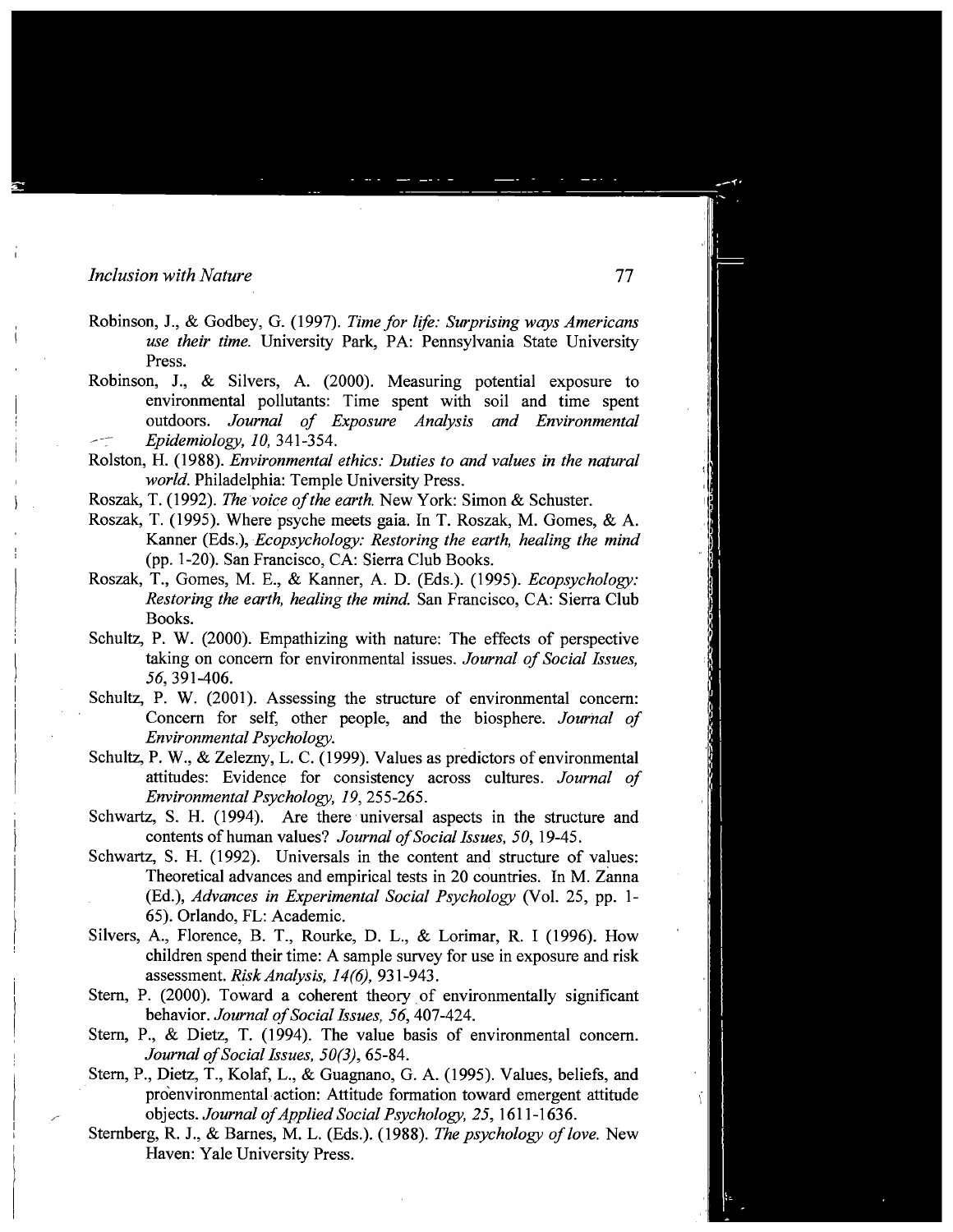Robinson, J., & Godbey, G. (1997). *Time for life: Surprising ways Americans use their time.* University Park, PA: Pennsylvania State University Press.

Robinson, J., & Silvers, A. (2000). Measuring potential exposure to environmental pollutants: Time spent with soil and time spent outdoors. *Journal of Exposure Analysis and Environmental Epidemiology, 10,* 341-354.

Rolston, H. (1988). *Environmental ethics: Duties to and values in the natural world.* Philadelphia: Temple University Press.

Roszak, T. (1992). *The voice of the earth.* New York: Simon & Schuster.

Roszak, T. (1995). Where psyche meets gaia. In T. Roszak, M. Gomes, & A. Kanner (Eds.), *Ecopsychology: Restoring the earth, healing the mind* (pp. 1-20). San Francisco, CA: Sierra Club Books.

Roszak, T., Gomes, M. E., & Kanner, A. D. (Eds.). (1995). *Ecopsychology: Restoring the earth, healing the mind.* San Francisco, CA: Sierra Club Books.

Schultz, P. W. (2000). Empathizing with nature: The effects of perspective taking on concern for environmental issues. *Journal of Social Issues, 56,* 391-406.

Schultz, P. W. (2001). Assessing the structure of environmental concern: Concern for self, other people, and the biosphere. *Journal of Environmental Psychology.*

Schultz, P. W., & Zelezny, L. C. (1999). Values as predictors of environmental attitudes: Evidence for consistency across cultures. *Journal of Environmental Psychology, 19,* 255-265.

Schwartz, S. H. (1994). Are there universal aspects in the structure and contents of human values? *Journal of Social Issues, 50,* 19-45.

Schwartz, S. H. (1992). Universals in the content and structure of values: Theoretical advances and empirical tests in 20 countries. In M. Zanna (Ed.), *Advances in Experimental Social Psychology* (Vol. 25, pp. 1-65). Orlando, FL: Academic.

Silvers, A., Florence, B. T., Rourke, D. L., & Lorimar, R. I (1996). How children spend their time: A sample survey for use in exposure and risk assessment. *Risk Analysis, 14(6),* 931-943.

Stern, P. (2000). Toward a coherent theory of environmentally significant behavior. *Journal of Social Issues, 56,* 407-424.

Stern, P., & Dietz, T. (1994). The value basis of environmental concern. *Journal of Social Issues, 50(3),* 65-84.

Stern, P., Dietz, T., Kolaf, L., & Guagnano, G. A. (1995). Values, beliefs, and proenvironmental action: Attitude formation toward emergent attitude objects. *Journal of Applied Social Psychology, 25,* 1611-1636.

Sternberg, R. J., & Barnes, M. L. (Eds.). (1988). *The psychology of love.* New Haven: Yale University Press.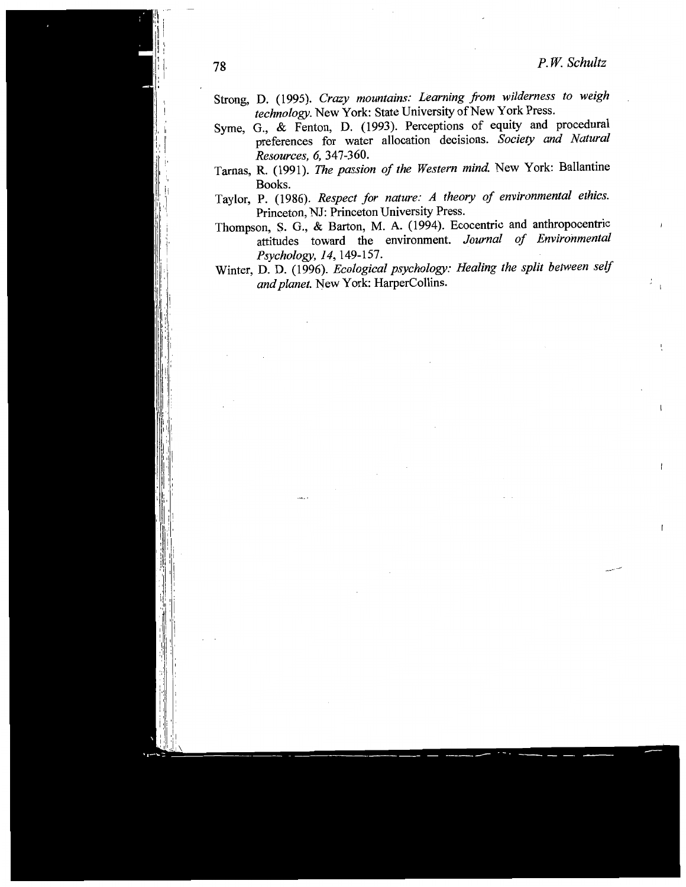Strong, D. (1995). *Crazy mountains: Learning from wilderness to weigh technology.* New York: State University of New York Press.

Syme, G., & Fenton, D. (1993). Perceptions of equity and procedural preferences for water allocation decisions. *Society and Natural Resources, 6,* 347-360.

Tarnas, R. (1991). *The passion of the Western mind.* New York: Ballantine Books.

Taylor, P. (1986). *Respect for nature: A theory of environmental ethics.* Princeton, NJ: Princeton University Press.

Thompson, S. G., & Barton, M. A. (1994). Ecocentric and anthropocentric attitudes toward the environment. *Journal of Environmental Psychology, 14,* 149-157.

Winter, D. D. (1996). *Ecological psychology: Healing the split between self and planet.* New York: HarperCollins.